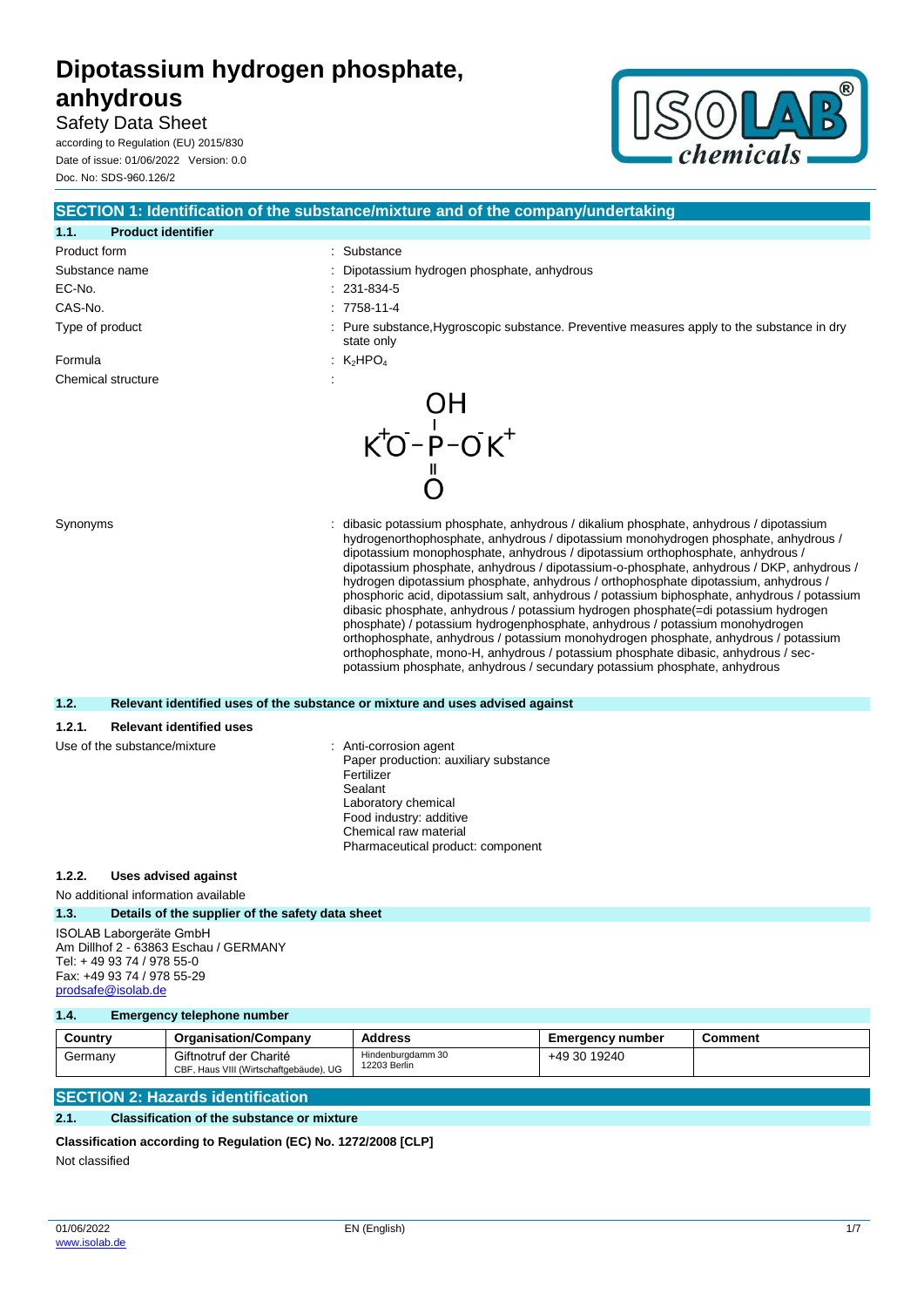# Dipotassium hydrogen phosphate, anhydrous

Safety Data Sheet

according to Regulation (EU) 2015/830

Date of issue: 01/06/2022 Version: 0.0

Doc. No: SDS-960.126/2

## SECTION 1: Identification of the substance/mixture and of the company/undertaking

### 1.1. Product identifier

| | |
|---|---|
| Product form | : Substance |
| Substance name | : Dipotassium hydrogen phosphate, anhydrous |
| EC-No. | : 231-834-5 |
| CAS-No. | : 7758-11-4 |
| Type of product | : Pure substance,Hygroscopic substance. Preventive measures apply to the substance in dry state only |
| Formula | : $K_2HPO_4$ |
| Chemical structure | : |

$$K^+ O^- - P(=O)(OH) - O^- K^+$$

Synonyms : dibasic potassium phosphate, anhydrous / dikalium phosphate, anhydrous / dipotassium hydrogenorthophosphate, anhydrous / dipotassium monohydrogen phosphate, anhydrous / dipotassium monophosphate, anhydrous / dipotassium orthophosphate, anhydrous / dipotassium phosphate, anhydrous / dipotassium-o-phosphate, anhydrous / DKP, anhydrous / hydrogen dipotassium phosphate, anhydrous / orthophosphate dipotassium, anhydrous / phosphoric acid, dipotassium salt, anhydrous / potassium biphosphate, anhydrous / potassium dibasic phosphate, anhydrous / potassium hydrogen phosphate(=di potassium hydrogen phosphate) / potassium hydrogenphosphate, anhydrous / potassium monohydrogen orthophosphate, anhydrous / potassium monohydrogen phosphate, anhydrous / potassium orthophosphate, mono-H, anhydrous / potassium phosphate dibasic, anhydrous / sec-potassium phosphate, anhydrous / secundary potassium phosphate, anhydrous

### 1.2. Relevant identified uses of the substance or mixture and uses advised against

#### 1.2.1. Relevant identified uses

Use of the substance/mixture : Anti-corrosion agent
Paper production: auxiliary substance
Fertilizer
Sealant
Laboratory chemical
Food industry: additive
Chemical raw material
Pharmaceutical product: component

#### 1.2.2. Uses advised against

No additional information available

### 1.3. Details of the supplier of the safety data sheet

ISOLAB Laborgeräte GmbH
Am Dillhof 2 - 63863 Eschau / GERMANY
Tel: + 49 93 74 / 978 55-0
Fax: +49 93 74 / 978 55-29
prodsafe@isolab.de

### 1.4. Emergency telephone number

| Country | Organisation/Company | Address | Emergency number | Comment |
|---|---|---|---|---|
| Germany | Giftnotruf der Charité CBF, Haus VIII (Wirtschaftgebäude), UG | Hindenburgdamm 30 12203 Berlin | +49 30 19240 | |

## SECTION 2: Hazards identification

### 2.1. Classification of the substance or mixture

**Classification according to Regulation (EC) No. 1272/2008 [CLP]**

Not classified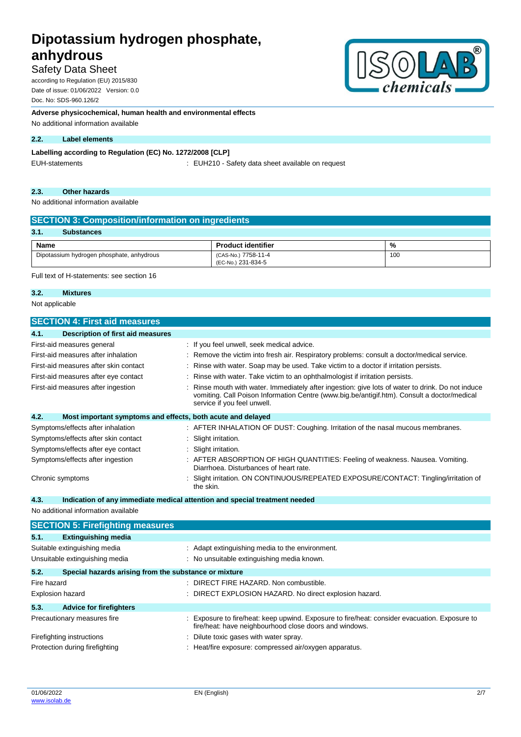**Adverse physicochemical, human health and environmental effects**

No additional information available

### 2.2. Label elements

**Labelling according to Regulation (EC) No. 1272/2008 [CLP]**

| | |
|---|---|
| EUH-statements | : EUH210 - Safety data sheet available on request |

### 2.3. Other hazards

No additional information available

## SECTION 3: Composition/information on ingredients

### 3.1. Substances

| Name | Product identifier | % |
|---|---|---|
| Dipotassium hydrogen phosphate, anhydrous | (CAS-No.) 7758-11-4<br>(EC-No.) 231-834-5 | 100 |

Full text of H-statements: see section 16

### 3.2. Mixtures

Not applicable

## SECTION 4: First aid measures

### 4.1. Description of first aid measures

| | |
|---|---|
| First-aid measures general | : If you feel unwell, seek medical advice. |
| First-aid measures after inhalation | : Remove the victim into fresh air. Respiratory problems: consult a doctor/medical service. |
| First-aid measures after skin contact | : Rinse with water. Soap may be used. Take victim to a doctor if irritation persists. |
| First-aid measures after eye contact | : Rinse with water. Take victim to an ophthalmologist if irritation persists. |
| First-aid measures after ingestion | : Rinse mouth with water. Immediately after ingestion: give lots of water to drink. Do not induce vomiting. Call Poison Information Centre (www.big.be/antigif.htm). Consult a doctor/medical service if you feel unwell. |

### 4.2. Most important symptoms and effects, both acute and delayed

| | |
|---|---|
| Symptoms/effects after inhalation | : AFTER INHALATION OF DUST: Coughing. Irritation of the nasal mucous membranes. |
| Symptoms/effects after skin contact | : Slight irritation. |
| Symptoms/effects after eye contact | : Slight irritation. |
| Symptoms/effects after ingestion | : AFTER ABSORPTION OF HIGH QUANTITIES: Feeling of weakness. Nausea. Vomiting. Diarrhoea. Disturbances of heart rate. |
| Chronic symptoms | : Slight irritation. ON CONTINUOUS/REPEATED EXPOSURE/CONTACT: Tingling/irritation of the skin. |

### 4.3. Indication of any immediate medical attention and special treatment needed

No additional information available

## SECTION 5: Firefighting measures

### 5.1. Extinguishing media

| | |
|---|---|
| Suitable extinguishing media | : Adapt extinguishing media to the environment. |
| Unsuitable extinguishing media | : No unsuitable extinguishing media known. |

### 5.2. Special hazards arising from the substance or mixture

| | |
|---|---|
| Fire hazard | : DIRECT FIRE HAZARD. Non combustible. |
| Explosion hazard | : DIRECT EXPLOSION HAZARD. No direct explosion hazard. |

### 5.3. Advice for firefighters

| | |
|---|---|
| Precautionary measures fire | : Exposure to fire/heat: keep upwind. Exposure to fire/heat: consider evacuation. Exposure to fire/heat: have neighbourhood close doors and windows. |
| Firefighting instructions | : Dilute toxic gases with water spray. |
| Protection during firefighting | : Heat/fire exposure: compressed air/oxygen apparatus. |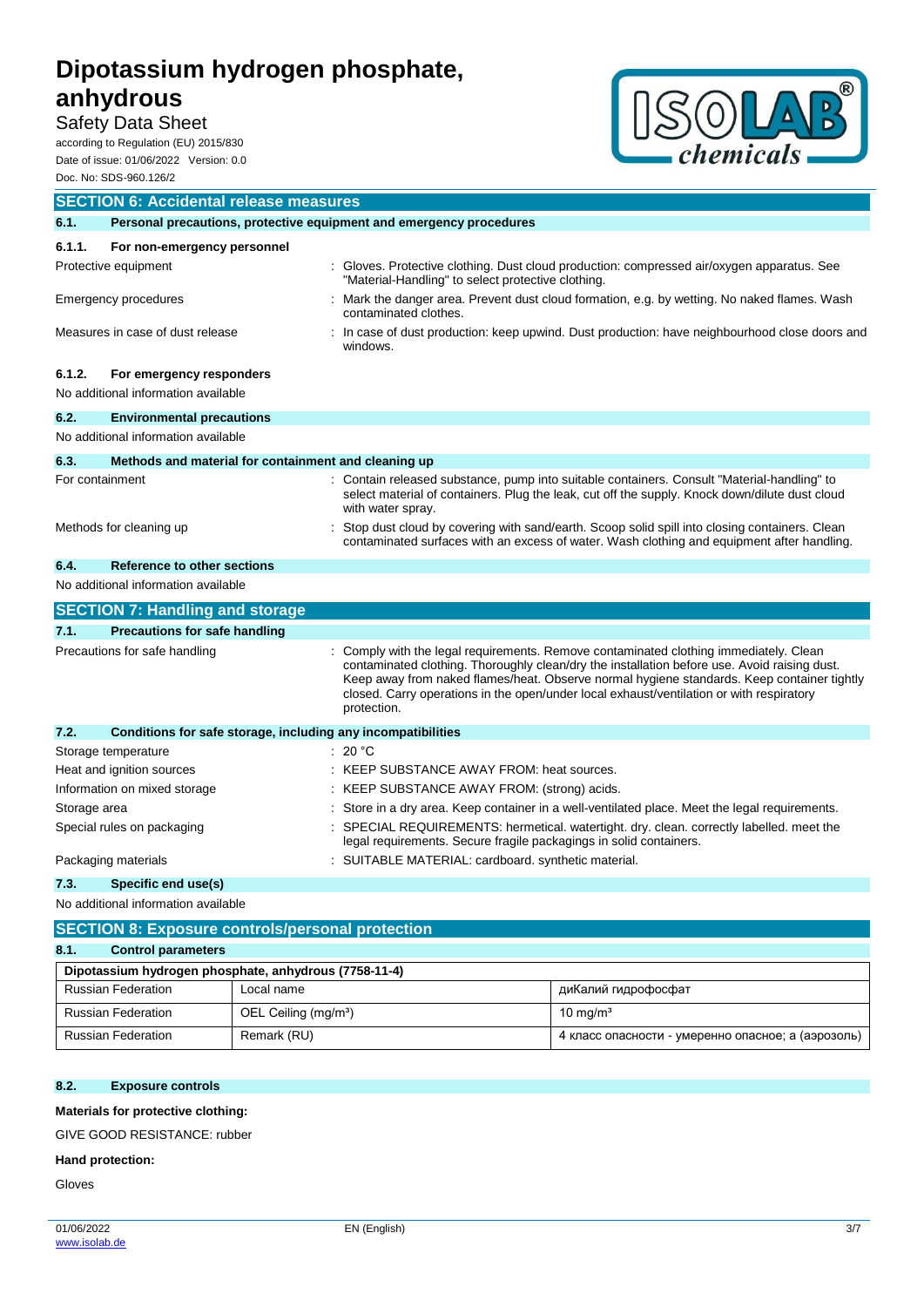## SECTION 6: Accidental release measures

### 6.1. Personal precautions, protective equipment and emergency procedures

#### 6.1.1. For non-emergency personnel

| | |
|---|---|
| Protective equipment | : Gloves. Protective clothing. Dust cloud production: compressed air/oxygen apparatus. See "Material-Handling" to select protective clothing. |
| Emergency procedures | : Mark the danger area. Prevent dust cloud formation, e.g. by wetting. No naked flames. Wash contaminated clothes. |
| Measures in case of dust release | : In case of dust production: keep upwind. Dust production: have neighbourhood close doors and windows. |

#### 6.1.2. For emergency responders

No additional information available

### 6.2. Environmental precautions

No additional information available

### 6.3. Methods and material for containment and cleaning up

| | |
|---|---|
| For containment | : Contain released substance, pump into suitable containers. Consult "Material-handling" to select material of containers. Plug the leak, cut off the supply. Knock down/dilute dust cloud with water spray. |
| Methods for cleaning up | : Stop dust cloud by covering with sand/earth. Scoop solid spill into closing containers. Clean contaminated surfaces with an excess of water. Wash clothing and equipment after handling. |

### 6.4. Reference to other sections

No additional information available

## SECTION 7: Handling and storage

### 7.1. Precautions for safe handling

| | |
|---|---|
| Precautions for safe handling | : Comply with the legal requirements. Remove contaminated clothing immediately. Clean contaminated clothing. Thoroughly clean/dry the installation before use. Avoid raising dust. Keep away from naked flames/heat. Observe normal hygiene standards. Keep container tightly closed. Carry operations in the open/under local exhaust/ventilation or with respiratory protection. |

### 7.2. Conditions for safe storage, including any incompatibilities

| | |
|---|---|
| Storage temperature | : 20 °C |
| Heat and ignition sources | : KEEP SUBSTANCE AWAY FROM: heat sources. |
| Information on mixed storage | : KEEP SUBSTANCE AWAY FROM: (strong) acids. |
| Storage area | : Store in a dry area. Keep container in a well-ventilated place. Meet the legal requirements. |
| Special rules on packaging | : SPECIAL REQUIREMENTS: hermetical. watertight. dry. clean. correctly labelled. meet the legal requirements. Secure fragile packagings in solid containers. |
| Packaging materials | : SUITABLE MATERIAL: cardboard. synthetic material. |

### 7.3. Specific end use(s)

No additional information available

## SECTION 8: Exposure controls/personal protection

### 8.1. Control parameters

| Dipotassium hydrogen phosphate, anhydrous (7758-11-4) | | |
|---|---|---|
| Russian Federation | Local name | диКалий гидрофосфат |
| Russian Federation | OEL Ceiling (mg/m³) | 10 mg/m³ |
| Russian Federation | Remark (RU) | 4 класс опасности - умеренно опасное; а (аэрозоль) |

### 8.2. Exposure controls

**Materials for protective clothing:**

GIVE GOOD RESISTANCE: rubber

**Hand protection:**

Gloves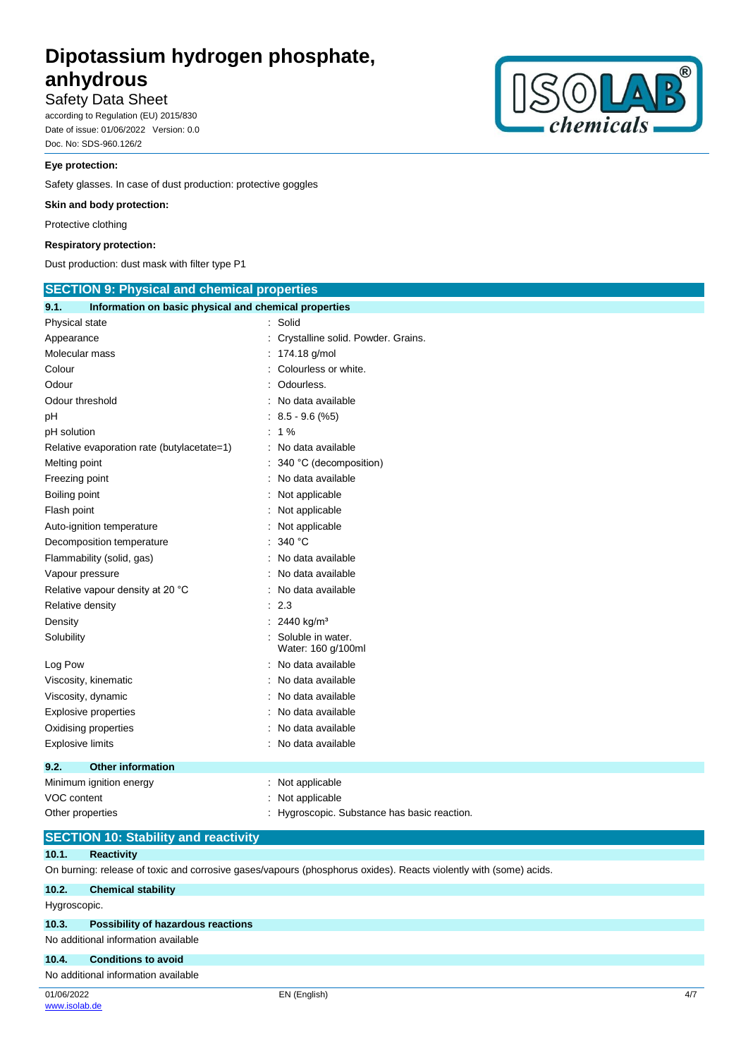**Eye protection:**

Safety glasses. In case of dust production: protective goggles

**Skin and body protection:**

Protective clothing

**Respiratory protection:**

Dust production: dust mask with filter type P1

## SECTION 9: Physical and chemical properties

### 9.1. Information on basic physical and chemical properties

| | |
|---|---|
| Physical state | : Solid |
| Appearance | : Crystalline solid. Powder. Grains. |
| Molecular mass | : 174.18 g/mol |
| Colour | : Colourless or white. |
| Odour | : Odourless. |
| Odour threshold | : No data available |
| pH | : 8.5 - 9.6 (%5) |
| pH solution | : 1 % |
| Relative evaporation rate (butylacetate=1) | : No data available |
| Melting point | : 340 °C (decomposition) |
| Freezing point | : No data available |
| Boiling point | : Not applicable |
| Flash point | : Not applicable |
| Auto-ignition temperature | : Not applicable |
| Decomposition temperature | : 340 °C |
| Flammability (solid, gas) | : No data available |
| Vapour pressure | : No data available |
| Relative vapour density at 20 °C | : No data available |
| Relative density | : 2.3 |
| Density | : 2440 kg/m³ |
| Solubility | : Soluble in water. Water: 160 g/100ml |
| Log Pow | : No data available |
| Viscosity, kinematic | : No data available |
| Viscosity, dynamic | : No data available |
| Explosive properties | : No data available |
| Oxidising properties | : No data available |
| Explosive limits | : No data available |

### 9.2. Other information

| | |
|---|---|
| Minimum ignition energy | : Not applicable |
| VOC content | : Not applicable |
| Other properties | : Hygroscopic. Substance has basic reaction. |

## SECTION 10: Stability and reactivity

### 10.1. Reactivity

On burning: release of toxic and corrosive gases/vapours (phosphorus oxides). Reacts violently with (some) acids.

### 10.2. Chemical stability

Hygroscopic.

### 10.3. Possibility of hazardous reactions

No additional information available

### 10.4. Conditions to avoid

No additional information available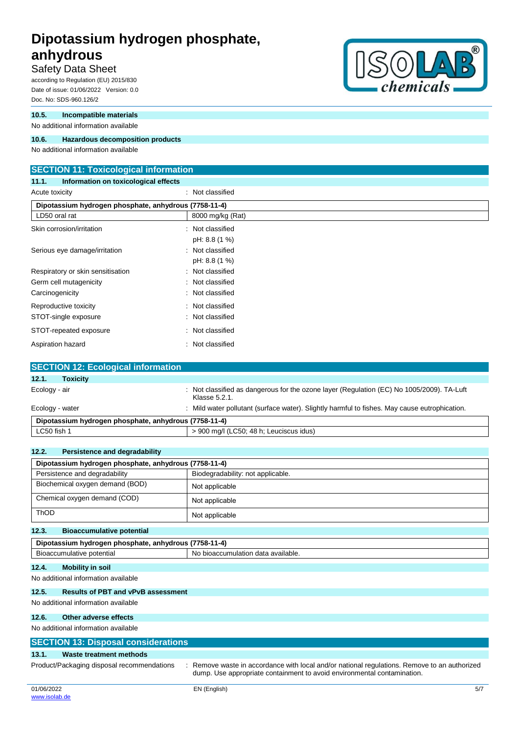### 10.5. Incompatible materials

No additional information available

### 10.6. Hazardous decomposition products

No additional information available

## SECTION 11: Toxicological information

### 11.1. Information on toxicological effects

Acute toxicity : Not classified

| Dipotassium hydrogen phosphate, anhydrous (7758-11-4) | |
|---|---|
| LD50 oral rat | 8000 mg/kg (Rat) |

Skin corrosion/irritation : Not classified
pH: 8.8 (1 %)

Serious eye damage/irritation : Not classified
pH: 8.8 (1 %)

Respiratory or skin sensitisation : Not classified

Germ cell mutagenicity : Not classified

Carcinogenicity : Not classified

Reproductive toxicity : Not classified

STOT-single exposure : Not classified

STOT-repeated exposure : Not classified

Aspiration hazard : Not classified

## SECTION 12: Ecological information

### 12.1. Toxicity

Ecology - air : Not classified as dangerous for the ozone layer (Regulation (EC) No 1005/2009). TA-Luft Klasse 5.2.1.

Ecology - water : Mild water pollutant (surface water). Slightly harmful to fishes. May cause eutrophication.

| Dipotassium hydrogen phosphate, anhydrous (7758-11-4) | |
|---|---|
| LC50 fish 1 | > 900 mg/l (LC50; 48 h; Leuciscus idus) |

### 12.2. Persistence and degradability

| Dipotassium hydrogen phosphate, anhydrous (7758-11-4) | |
|---|---|
| Persistence and degradability | Biodegradability: not applicable. |
| Biochemical oxygen demand (BOD) | Not applicable |
| Chemical oxygen demand (COD) | Not applicable |
| ThOD | Not applicable |

### 12.3. Bioaccumulative potential

| Dipotassium hydrogen phosphate, anhydrous (7758-11-4) | |
|---|---|
| Bioaccumulative potential | No bioaccumulation data available. |

### 12.4. Mobility in soil

No additional information available

### 12.5. Results of PBT and vPvB assessment

No additional information available

### 12.6. Other adverse effects

No additional information available

## SECTION 13: Disposal considerations

### 13.1. Waste treatment methods

Product/Packaging disposal recommendations : Remove waste in accordance with local and/or national regulations. Remove to an authorized dump. Use appropriate containment to avoid environmental contamination.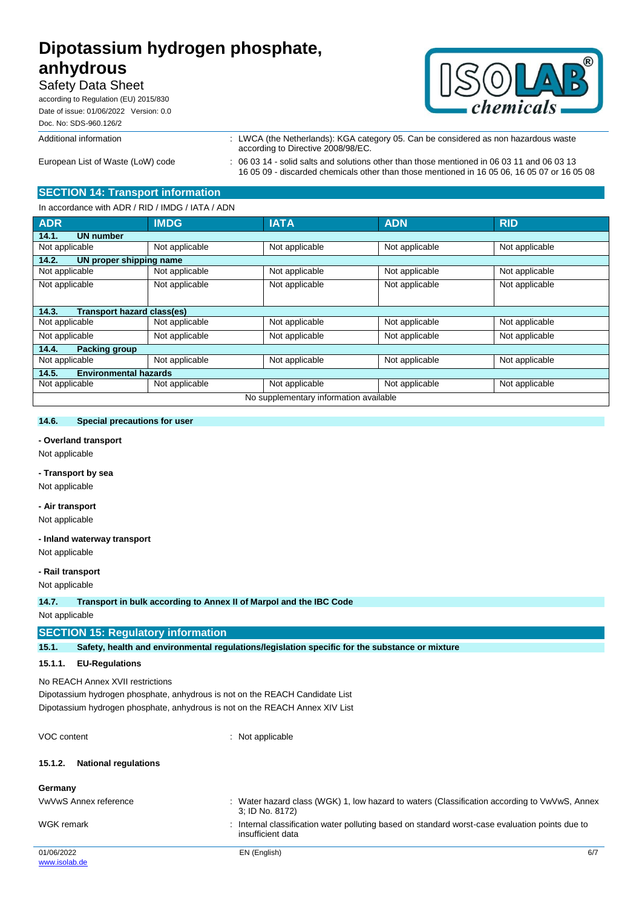| | |
|---|---|
| Additional information | : LWCA (the Netherlands): KGA category 05. Can be considered as non hazardous waste according to Directive 2008/98/EC. |
| European List of Waste (LoW) code | : 06 03 14 - solid salts and solutions other than those mentioned in 06 03 11 and 06 03 13<br>16 05 09 - discarded chemicals other than those mentioned in 16 05 06, 16 05 07 or 16 05 08 |

## SECTION 14: Transport information

In accordance with ADR / RID / IMDG / IATA / ADN

| ADR | IMDG | IATA | ADN | RID |
|---|---|---|---|---|
| **14.1. UN number** | | | | |
| Not applicable | Not applicable | Not applicable | Not applicable | Not applicable |
| **14.2. UN proper shipping name** | | | | |
| Not applicable | Not applicable | Not applicable | Not applicable | Not applicable |
| Not applicable | Not applicable | Not applicable | Not applicable | Not applicable |
| **14.3. Transport hazard class(es)** | | | | |
| Not applicable | Not applicable | Not applicable | Not applicable | Not applicable |
| Not applicable | Not applicable | Not applicable | Not applicable | Not applicable |
| **14.4. Packing group** | | | | |
| Not applicable | Not applicable | Not applicable | Not applicable | Not applicable |
| **14.5. Environmental hazards** | | | | |
| Not applicable | Not applicable | Not applicable | Not applicable | Not applicable |
| No supplementary information available | | | | |

### 14.6. Special precautions for user

**- Overland transport**

Not applicable

**- Transport by sea**

Not applicable

**- Air transport**

Not applicable

**- Inland waterway transport**

Not applicable

**- Rail transport**

Not applicable

### 14.7. Transport in bulk according to Annex II of Marpol and the IBC Code

Not applicable

## SECTION 15: Regulatory information

### 15.1. Safety, health and environmental regulations/legislation specific for the substance or mixture

#### 15.1.1. EU-Regulations

No REACH Annex XVII restrictions

Dipotassium hydrogen phosphate, anhydrous is not on the REACH Candidate List

Dipotassium hydrogen phosphate, anhydrous is not on the REACH Annex XIV List

| | |
|---|---|
| VOC content | : Not applicable |

#### 15.1.2. National regulations

**Germany**

| | |
|---|---|
| VwVwS Annex reference | : Water hazard class (WGK) 1, low hazard to waters (Classification according to VwVwS, Annex 3; ID No. 8172) |
| WGK remark | : Internal classification water polluting based on standard worst-case evaluation points due to insufficient data |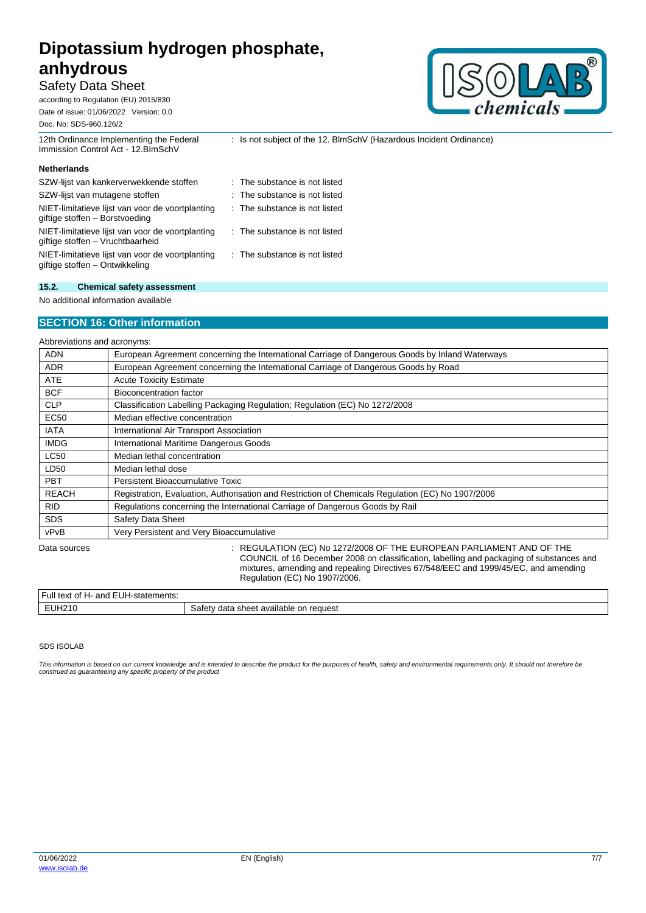| | |
|---|---|
| 12th Ordinance Implementing the Federal Immission Control Act - 12.BImSchV | : Is not subject of the 12. BlmSchV (Hazardous Incident Ordinance) |

**Netherlands**

| | |
|---|---|
| SZW-lijst van kankerverwekkende stoffen | : The substance is not listed |
| SZW-lijst van mutagene stoffen | : The substance is not listed |
| NIET-limitatieve lijst van voor de voortplanting giftige stoffen – Borstvoeding | : The substance is not listed |
| NIET-limitatieve lijst van voor de voortplanting giftige stoffen – Vruchtbaarheid | : The substance is not listed |
| NIET-limitatieve lijst van voor de voortplanting giftige stoffen – Ontwikkeling | : The substance is not listed |

### 15.2. Chemical safety assessment

No additional information available

## SECTION 16: Other information

Abbreviations and acronyms:

| | |
|---|---|
| ADN | European Agreement concerning the International Carriage of Dangerous Goods by Inland Waterways |
| ADR | European Agreement concerning the International Carriage of Dangerous Goods by Road |
| ATE | Acute Toxicity Estimate |
| BCF | Bioconcentration factor |
| CLP | Classification Labelling Packaging Regulation; Regulation (EC) No 1272/2008 |
| EC50 | Median effective concentration |
| IATA | International Air Transport Association |
| IMDG | International Maritime Dangerous Goods |
| LC50 | Median lethal concentration |
| LD50 | Median lethal dose |
| PBT | Persistent Bioaccumulative Toxic |
| REACH | Registration, Evaluation, Authorisation and Restriction of Chemicals Regulation (EC) No 1907/2006 |
| RID | Regulations concerning the International Carriage of Dangerous Goods by Rail |
| SDS | Safety Data Sheet |
| vPvB | Very Persistent and Very Bioaccumulative |

| | |
|---|---|
| Data sources | : REGULATION (EC) No 1272/2008 OF THE EUROPEAN PARLIAMENT AND OF THE COUNCIL of 16 December 2008 on classification, labelling and packaging of substances and mixtures, amending and repealing Directives 67/548/EEC and 1999/45/EC, and amending Regulation (EC) No 1907/2006. |

| Full text of H- and EUH-statements: | |
|---|---|
| EUH210 | Safety data sheet available on request |

SDS ISOLAB

*This information is based on our current knowledge and is intended to describe the product for the purposes of health, safety and environmental requirements only. It should not therefore be construed as guaranteeing any specific property of the product*